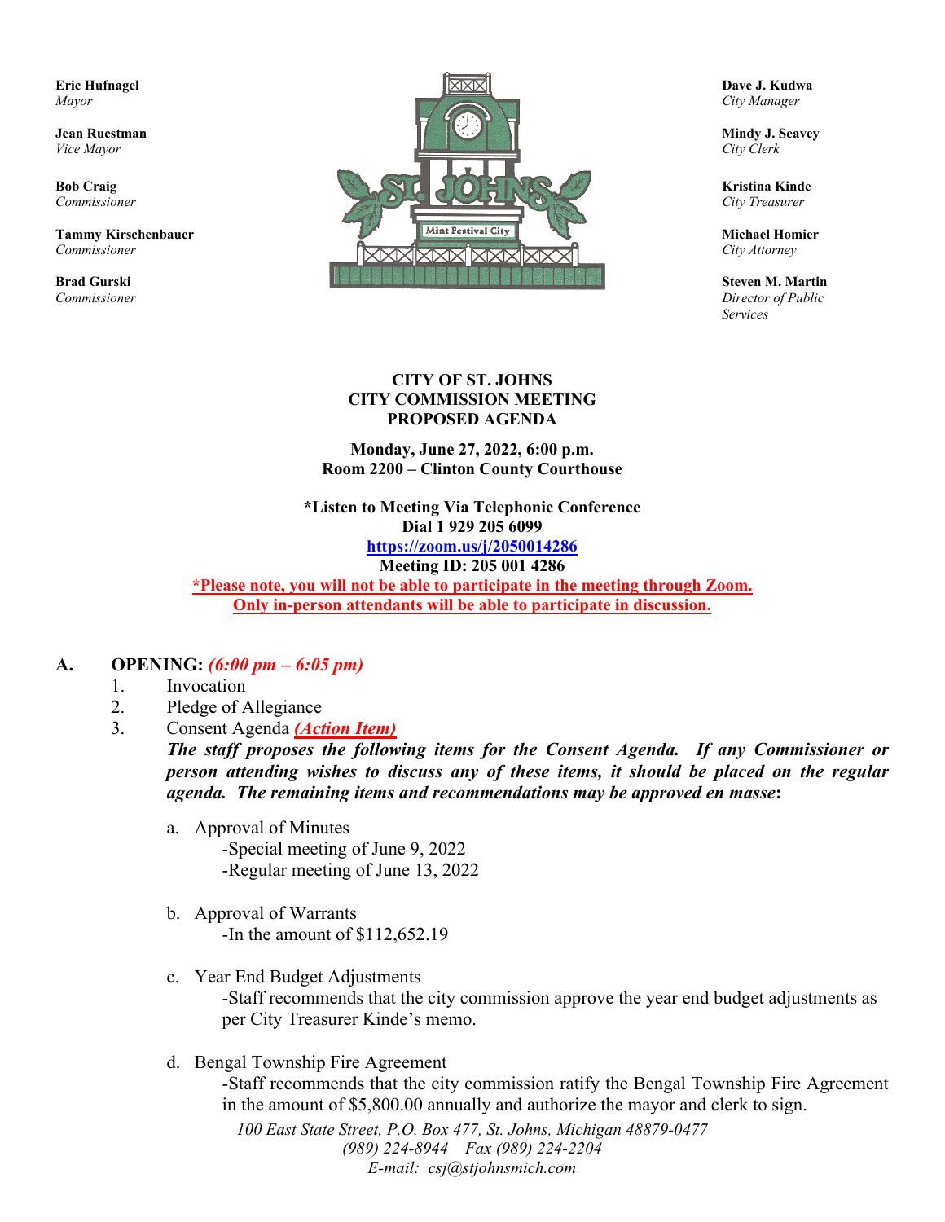**Eric Hufnagel**
*Mayor*

**Jean Ruestman**
*Vice Mayor*

**Bob Craig**
*Commissioner*

**Tammy Kirschenbauer**
*Commissioner*

**Brad Gurski**
*Commissioner*

**Dave J. Kudwa**
*City Manager*

**Mindy J. Seavey**
*City Clerk*

**Kristina Kinde**
*City Treasurer*

**Michael Homier**
*City Attorney*

**Steven M. Martin**
*Director of Public Services*

**CITY OF ST. JOHNS**
**CITY COMMISSION MEETING**
**PROPOSED AGENDA**

**Monday, June 27, 2022, 6:00 p.m.**
**Room 2200 – Clinton County Courthouse**

**\*Listen to Meeting Via Telephonic Conference**
**Dial 1 929 205 6099**
**https://zoom.us/j/2050014286**
**Meeting ID: 205 001 4286**
**\*Please note, you will not be able to participate in the meeting through Zoom. Only in-person attendants will be able to participate in discussion.**

## A. OPENING: *(6:00 pm – 6:05 pm)*

1. Invocation
2. Pledge of Allegiance
3. Consent Agenda ***(Action Item)***

   ***The staff proposes the following items for the Consent Agenda. If any Commissioner or person attending wishes to discuss any of these items, it should be placed on the regular agenda. The remaining items and recommendations may be approved en masse*:**

   a. Approval of Minutes
      -Special meeting of June 9, 2022
      -Regular meeting of June 13, 2022

   b. Approval of Warrants
      -In the amount of $112,652.19

   c. Year End Budget Adjustments
      -Staff recommends that the city commission approve the year end budget adjustments as per City Treasurer Kinde's memo.

   d. Bengal Township Fire Agreement
      -Staff recommends that the city commission ratify the Bengal Township Fire Agreement in the amount of $5,800.00 annually and authorize the mayor and clerk to sign.

*100 East State Street, P.O. Box 477, St. Johns, Michigan 48879-0477*
*(989) 224-8944 Fax (989) 224-2204*
*E-mail: csj@stjohnsmich.com*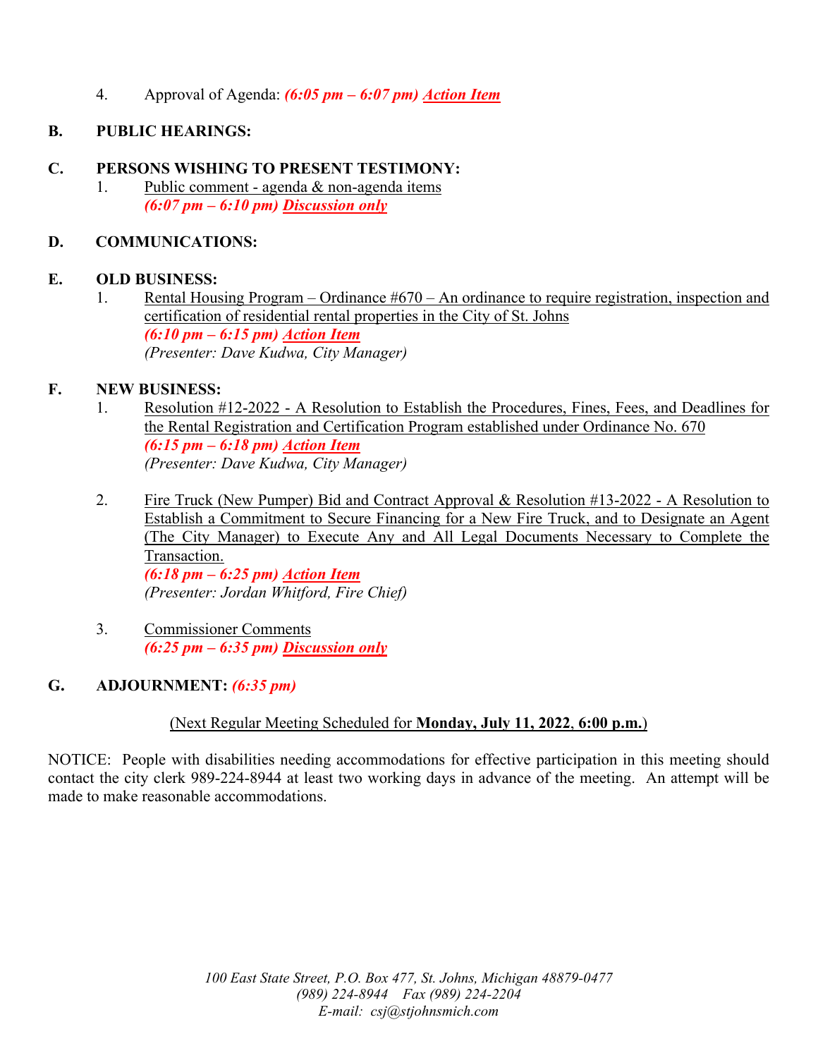4. Approval of Agenda: ***(6:05 pm – 6:07 pm) Action Item***

**B. PUBLIC HEARINGS:**

**C. PERSONS WISHING TO PRESENT TESTIMONY:**

1. Public comment - agenda & non-agenda items
   ***(6:07 pm – 6:10 pm) Discussion only***

**D. COMMUNICATIONS:**

**E. OLD BUSINESS:**

1. Rental Housing Program – Ordinance #670 – An ordinance to require registration, inspection and certification of residential rental properties in the City of St. Johns
   ***(6:10 pm – 6:15 pm) Action Item***
   *(Presenter: Dave Kudwa, City Manager)*

**F. NEW BUSINESS:**

1. Resolution #12-2022 - A Resolution to Establish the Procedures, Fines, Fees, and Deadlines for the Rental Registration and Certification Program established under Ordinance No. 670
   ***(6:15 pm – 6:18 pm) Action Item***
   *(Presenter: Dave Kudwa, City Manager)*

2. Fire Truck (New Pumper) Bid and Contract Approval & Resolution #13-2022 - A Resolution to Establish a Commitment to Secure Financing for a New Fire Truck, and to Designate an Agent (The City Manager) to Execute Any and All Legal Documents Necessary to Complete the Transaction.
   ***(6:18 pm – 6:25 pm) Action Item***
   *(Presenter: Jordan Whitford, Fire Chief)*

3. Commissioner Comments
   ***(6:25 pm – 6:35 pm) Discussion only***

**G. ADJOURNMENT:** ***(6:35 pm)***

(Next Regular Meeting Scheduled for **Monday, July 11, 2022**, **6:00 p.m.**)

NOTICE: People with disabilities needing accommodations for effective participation in this meeting should contact the city clerk 989-224-8944 at least two working days in advance of the meeting. An attempt will be made to make reasonable accommodations.

*100 East State Street, P.O. Box 477, St. Johns, Michigan 48879-0477*
*(989) 224-8944 Fax (989) 224-2204*
*E-mail: csj@stjohnsmich.com*